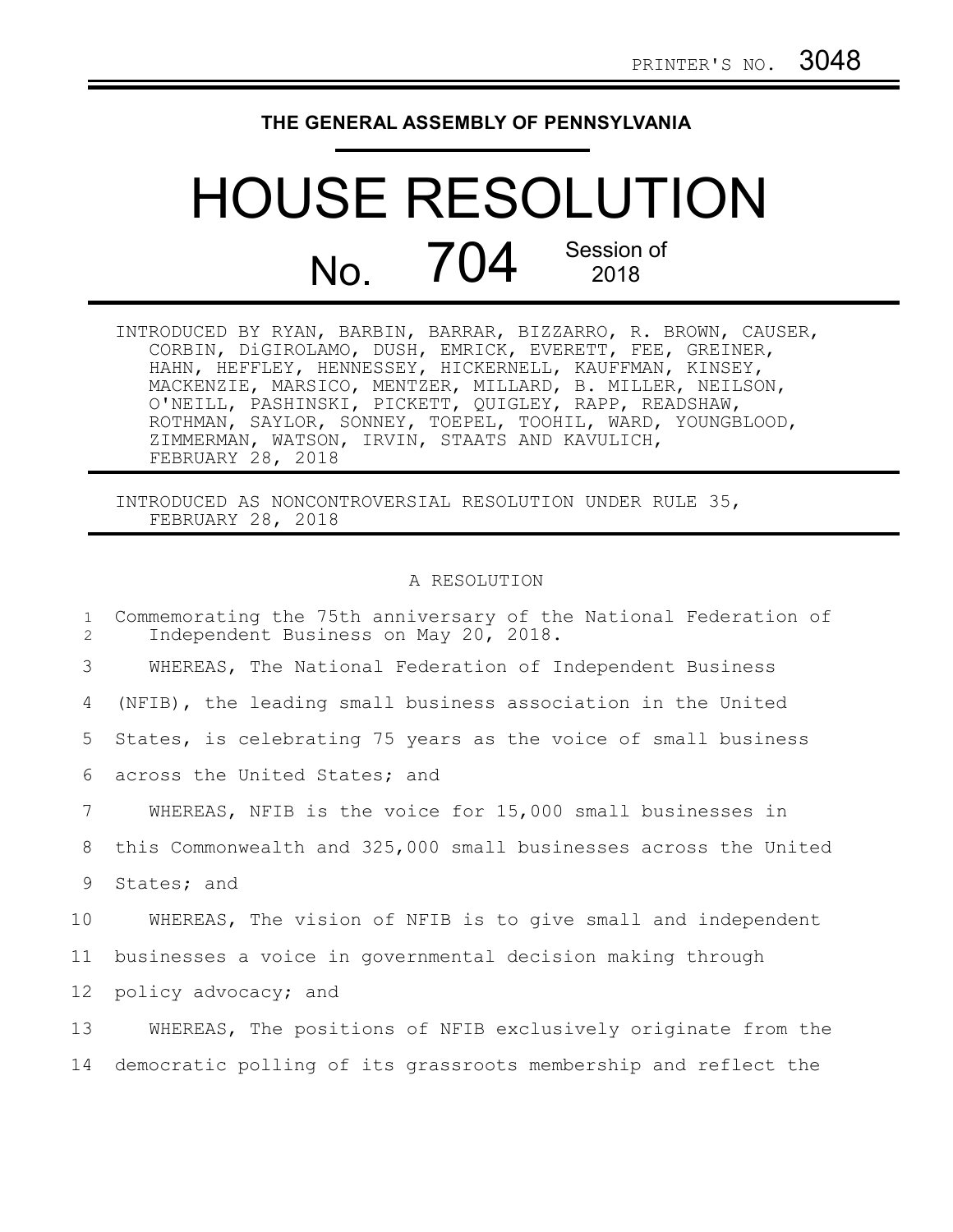PRINTER'S NO. 3048

**THE GENERAL ASSEMBLY OF PENNSYLVANIA**

# HOUSE RESOLUTION

## No. 704 Session of 2018

INTRODUCED BY RYAN, BARBIN, BARRAR, BIZZARRO, R. BROWN, CAUSER, CORBIN, DiGIROLAMO, DUSH, EMRICK, EVERETT, FEE, GREINER, HAHN, HEFFLEY, HENNESSEY, HICKERNELL, KAUFFMAN, KINSEY, MACKENZIE, MARSICO, MENTZER, MILLARD, B. MILLER, NEILSON, O'NEILL, PASHINSKI, PICKETT, QUIGLEY, RAPP, READSHAW, ROTHMAN, SAYLOR, SONNEY, TOEPEL, TOOHIL, WARD, YOUNGBLOOD, ZIMMERMAN, WATSON, IRVIN, STAATS AND KAVULICH, FEBRUARY 28, 2018

INTRODUCED AS NONCONTROVERSIAL RESOLUTION UNDER RULE 35, FEBRUARY 28, 2018

A RESOLUTION

1 Commemorating the 75th anniversary of the National Federation of
2 Independent Business on May 20, 2018.

3 WHEREAS, The National Federation of Independent Business
4 (NFIB), the leading small business association in the United
5 States, is celebrating 75 years as the voice of small business
6 across the United States; and

7 WHEREAS, NFIB is the voice for 15,000 small businesses in
8 this Commonwealth and 325,000 small businesses across the United
9 States; and

10 WHEREAS, The vision of NFIB is to give small and independent
11 businesses a voice in governmental decision making through
12 policy advocacy; and

13 WHEREAS, The positions of NFIB exclusively originate from the
14 democratic polling of its grassroots membership and reflect the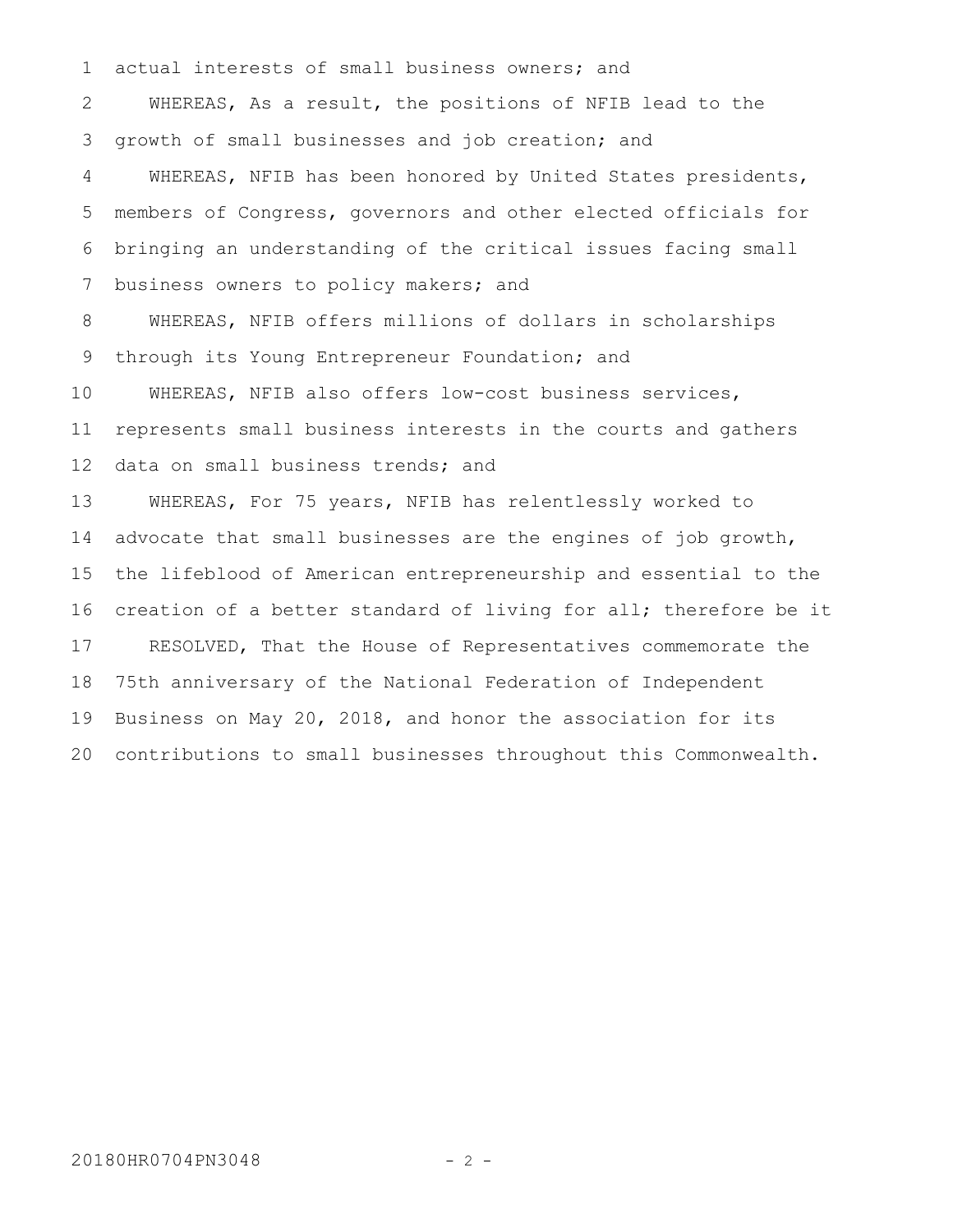actual interests of small business owners; and

WHEREAS, As a result, the positions of NFIB lead to the growth of small businesses and job creation; and

WHEREAS, NFIB has been honored by United States presidents, members of Congress, governors and other elected officials for bringing an understanding of the critical issues facing small business owners to policy makers; and

WHEREAS, NFIB offers millions of dollars in scholarships through its Young Entrepreneur Foundation; and

WHEREAS, NFIB also offers low-cost business services, represents small business interests in the courts and gathers data on small business trends; and

WHEREAS, For 75 years, NFIB has relentlessly worked to advocate that small businesses are the engines of job growth, the lifeblood of American entrepreneurship and essential to the creation of a better standard of living for all; therefore be it

RESOLVED, That the House of Representatives commemorate the 75th anniversary of the National Federation of Independent Business on May 20, 2018, and honor the association for its contributions to small businesses throughout this Commonwealth.